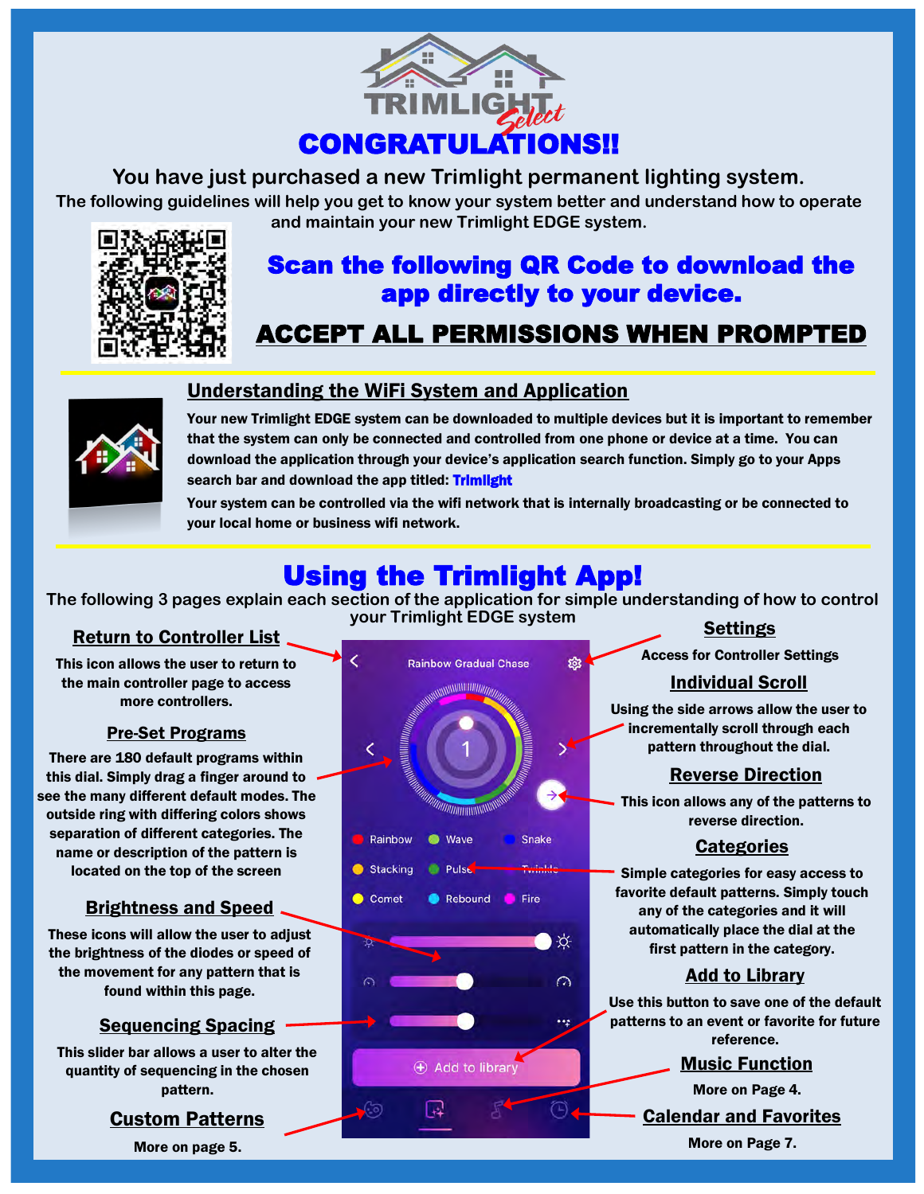# CONGRATULATIONS!!

**You have just purchased a new Trimlight permanent lighting system.**

**The following guidelines will help you get to know your system better and understand how to operate and maintain your new Trimlight EDGE system.**

## Scan the following QR Code to download the app directly to your device.

## ACCEPT ALL PERMISSIONS WHEN PROMPTED

### Understanding the WiFi System and Application

**Your new Trimlight EDGE system can be downloaded to multiple devices but it is important to remember that the system can only be connected and controlled from one phone or device at a time. You can download the application through your device's application search function. Simply go to your Apps search bar and download the app titled: Trimlight**

**Your system can be controlled via the wifi network that is internally broadcasting or be connected to your local home or business wifi network.**

## Using the Trimlight App!

**The following 3 pages explain each section of the application for simple understanding of how to control your Trimlight EDGE system**

### Return to Controller List

**This icon allows the user to return to the main controller page to access more controllers.**

### Pre-Set Programs

**There are 180 default programs within this dial. Simply drag a finger around to see the many different default modes. The outside ring with differing colors shows separation of different categories. The name or description of the pattern is located on the top of the screen**

### Brightness and Speed

**These icons will allow the user to adjust the brightness of the diodes or speed of the movement for any pattern that is found within this page.**

### Sequencing Spacing

**This slider bar allows a user to alter the quantity of sequencing in the chosen pattern.**

### Custom Patterns

**More on page 5.**

### Settings

**Access for Controller Settings**

### Individual Scroll

**Using the side arrows allow the user to incrementally scroll through each pattern throughout the dial.**

### Reverse Direction

**This icon allows any of the patterns to reverse direction.**

### Categories

**Simple categories for easy access to favorite default patterns. Simply touch any of the categories and it will automatically place the dial at the first pattern in the category.**

### Add to Library

**Use this button to save one of the default patterns to an event or favorite for future reference.**

### Music Function

**More on Page 4.**

### Calendar and Favorites

**More on Page 7.**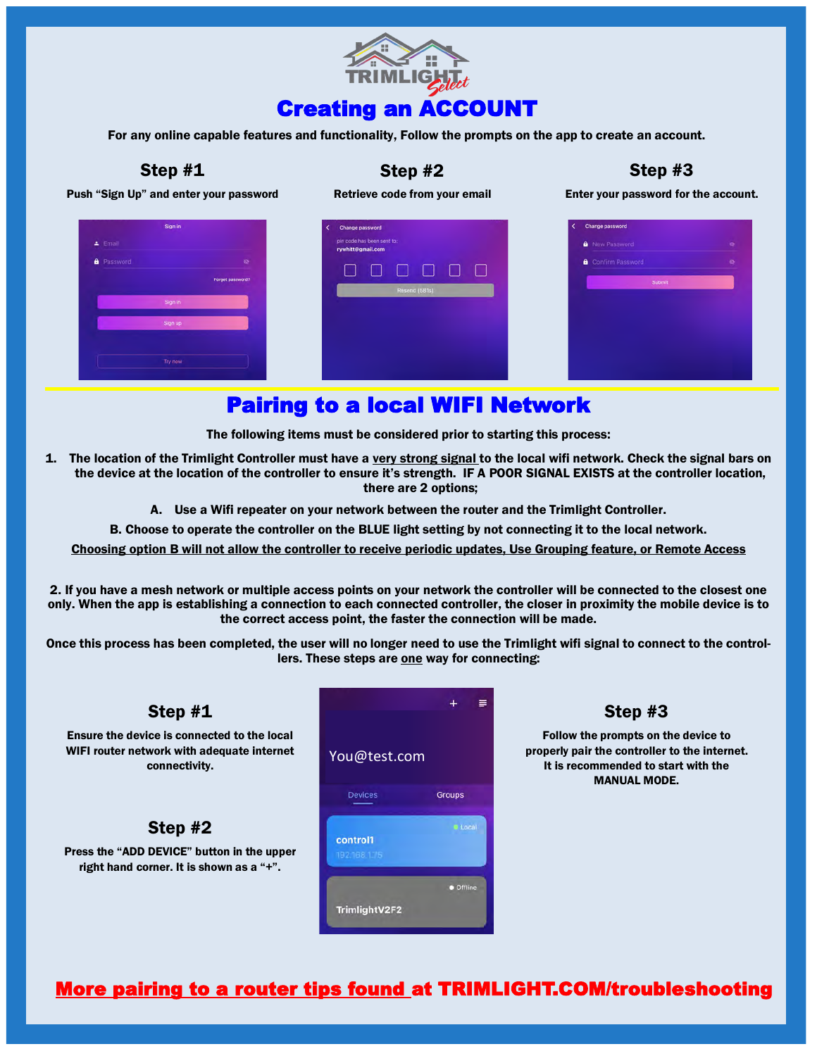# Creating an ACCOUNT

**For any online capable features and functionality, Follow the prompts on the app to create an account.**

### Step #1

**Push "Sign Up" and enter your password**

### Step #2

**Retrieve code from your email**

### Step #3

**Enter your password for the account.**

# Pairing to a local WIFI Network

**The following items must be considered prior to starting this process:**

1. **The location of the Trimlight Controller must have a very strong signal to the local wifi network. Check the signal bars on the device at the location of the controller to ensure it's strength. IF A POOR SIGNAL EXISTS at the controller location, there are 2 options;**

   A. **Use a Wifi repeater on your network between the router and the Trimlight Controller.**

   B. **Choose to operate the controller on the BLUE light setting by not connecting it to the local network.**

   **Choosing option B will not allow the controller to receive periodic updates, Use Grouping feature, or Remote Access**

2. **If you have a mesh network or multiple access points on your network the controller will be connected to the closest one only. When the app is establishing a connection to each connected controller, the closer in proximity the mobile device is to the correct access point, the faster the connection will be made.**

**Once this process has been completed, the user will no longer need to use the Trimlight wifi signal to connect to the controllers. These steps are one way for connecting:**

### Step #1

**Ensure the device is connected to the local WIFI router network with adequate internet connectivity.**

### Step #2

**Press the "ADD DEVICE" button in the upper right hand corner. It is shown as a "+".**

### Step #3

**Follow the prompts on the device to properly pair the controller to the internet. It is recommended to start with the MANUAL MODE.**

**More pairing to a router tips found at TRIMLIGHT.COM/troubleshooting**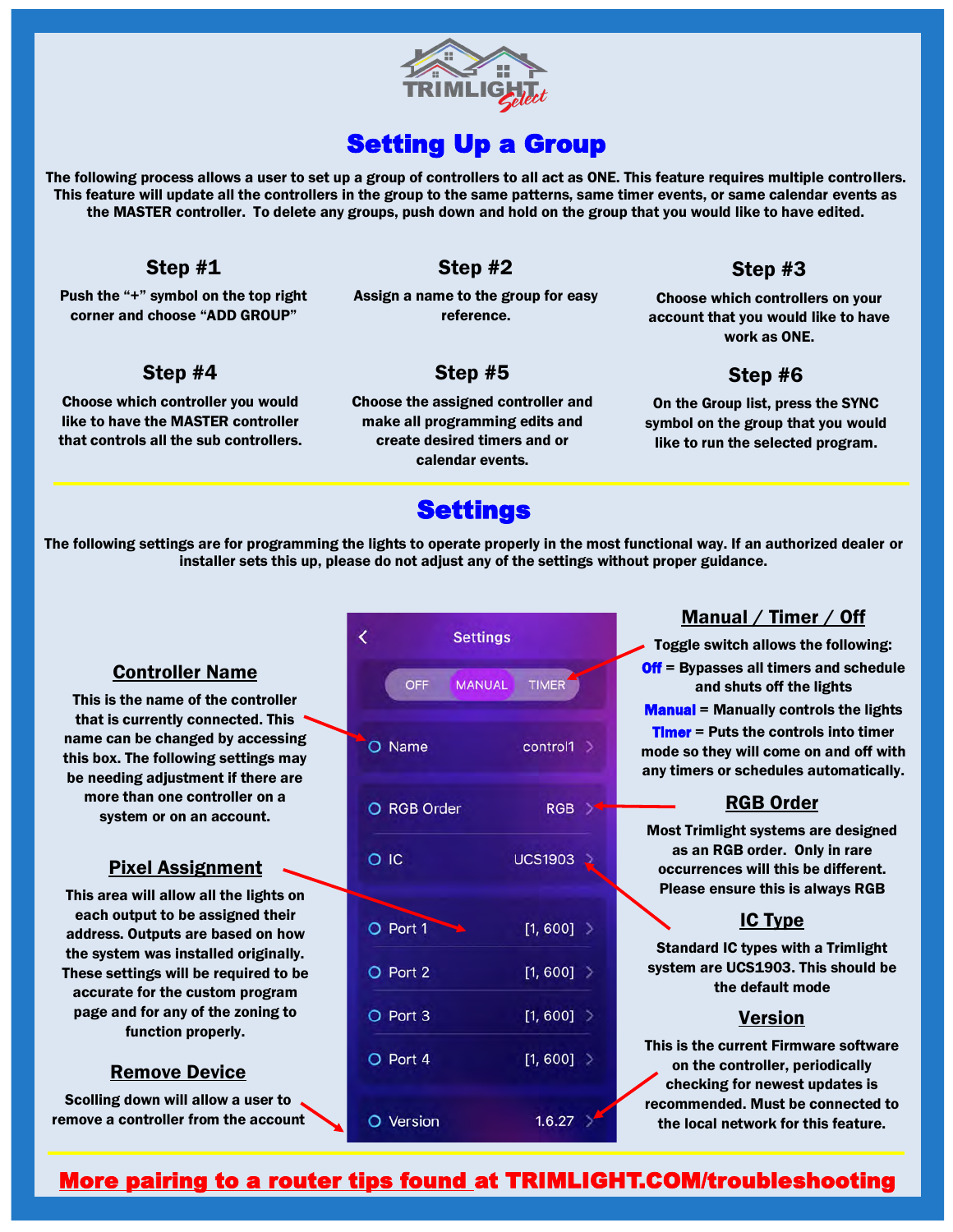# Setting Up a Group

**The following process allows a user to set up a group of controllers to all act as ONE. This feature requires multiple controllers. This feature will update all the controllers in the group to the same patterns, same timer events, or same calendar events as the MASTER controller. To delete any groups, push down and hold on the group that you would like to have edited.**

### Step #1

Push the "+" symbol on the top right corner and choose "ADD GROUP"

### Step #2

Assign a name to the group for easy reference.

### Step #3

Choose which controllers on your account that you would like to have work as ONE.

### Step #4

Choose which controller you would like to have the MASTER controller that controls all the sub controllers.

### Step #5

Choose the assigned controller and make all programming edits and create desired timers and or calendar events.

### Step #6

On the Group list, press the SYNC symbol on the group that you would like to run the selected program.

---

# Settings

**The following settings are for programming the lights to operate properly in the most functional way. If an authorized dealer or installer sets this up, please do not adjust any of the settings without proper guidance.**

Settings

OFF | MANUAL | TIMER

- Name: control1
- RGB Order: RGB
- IC: UCS1903
- Port 1: [1, 600]
- Port 2: [1, 600]
- Port 3: [1, 600]
- Port 4: [1, 600]
- Version: 1.6.27

### Controller Name

This is the name of the controller that is currently connected. This name can be changed by accessing this box. The following settings may be needing adjustment if there are more than one controller on a system or on an account.

### Pixel Assignment

This area will allow all the lights on each output to be assigned their address. Outputs are based on how the system was installed originally. These settings will be required to be accurate for the custom program page and for any of the zoning to function properly.

### Remove Device

Scolling down will allow a user to remove a controller from the account

### Manual / Timer / Off

Toggle switch allows the following:

**Off** = Bypasses all timers and schedule and shuts off the lights

**Manual** = Manually controls the lights

**Timer** = Puts the controls into timer mode so they will come on and off with any timers or schedules automatically.

### RGB Order

Most Trimlight systems are designed as an RGB order. Only in rare occurrences will this be different. Please ensure this is always RGB

### IC Type

Standard IC types with a Trimlight system are UCS1903. This should be the default mode

### Version

This is the current Firmware software on the controller, periodically checking for newest updates is recommended. Must be connected to the local network for this feature.

---

**More pairing to a router tips found at TRIMLIGHT.COM/troubleshooting**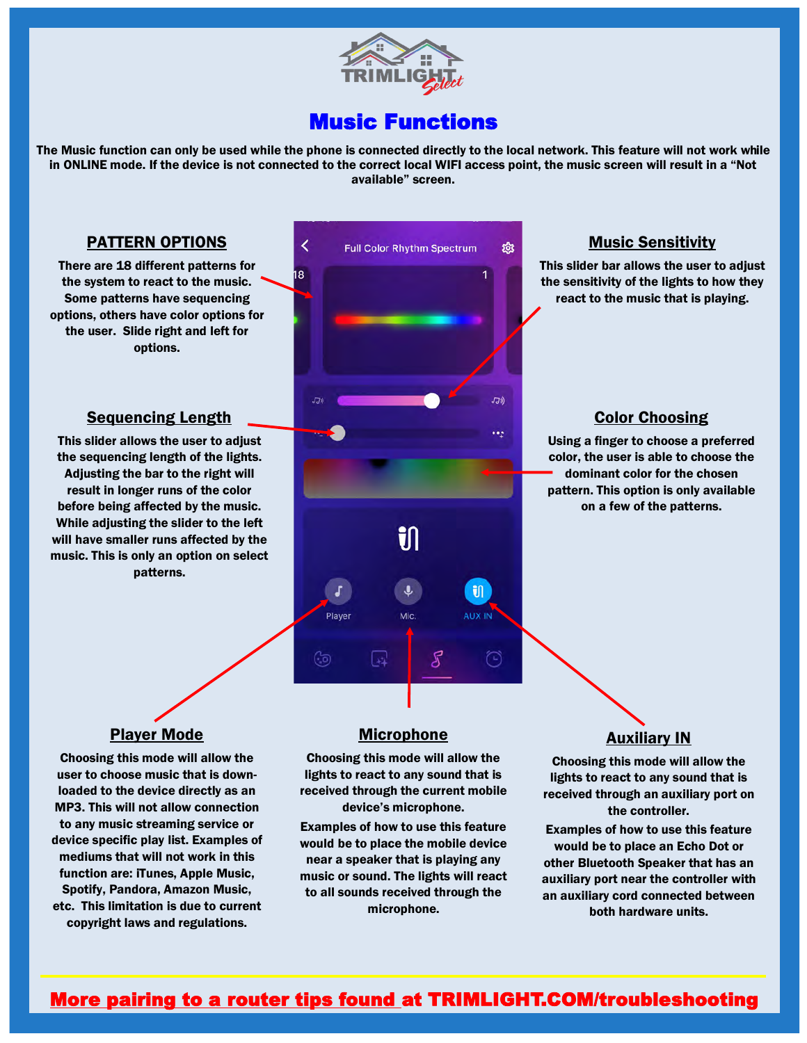# Music Functions

The Music function can only be used while the phone is connected directly to the local network. This feature will not work while in ONLINE mode. If the device is not connected to the correct local WIFI access point, the music screen will result in a "Not available" screen.

## PATTERN OPTIONS

There are 18 different patterns for the system to react to the music. Some patterns have sequencing options, others have color options for the user. Slide right and left for options.

## Music Sensitivity

This slider bar allows the user to adjust the sensitivity of the lights to how they react to the music that is playing.

## Sequencing Length

This slider allows the user to adjust the sequencing length of the lights. Adjusting the bar to the right will result in longer runs of the color before being affected by the music. While adjusting the slider to the left will have smaller runs affected by the music. This is only an option on select patterns.

## Color Choosing

Using a finger to choose a preferred color, the user is able to choose the dominant color for the chosen pattern. This option is only available on a few of the patterns.

## Player Mode

Choosing this mode will allow the user to choose music that is downloaded to the device directly as an MP3. This will not allow connection to any music streaming service or device specific play list. Examples of mediums that will not work in this function are: iTunes, Apple Music, Spotify, Pandora, Amazon Music, etc. This limitation is due to current copyright laws and regulations.

## Microphone

Choosing this mode will allow the lights to react to any sound that is received through the current mobile device's microphone.

Examples of how to use this feature would be to place the mobile device near a speaker that is playing any music or sound. The lights will react to all sounds received through the microphone.

## Auxiliary IN

Choosing this mode will allow the lights to react to any sound that is received through an auxiliary port on the controller.

Examples of how to use this feature would be to place an Echo Dot or other Bluetooth Speaker that has an auxiliary port near the controller with an auxiliary cord connected between both hardware units.

**More pairing to a router tips found at TRIMLIGHT.COM/troubleshooting**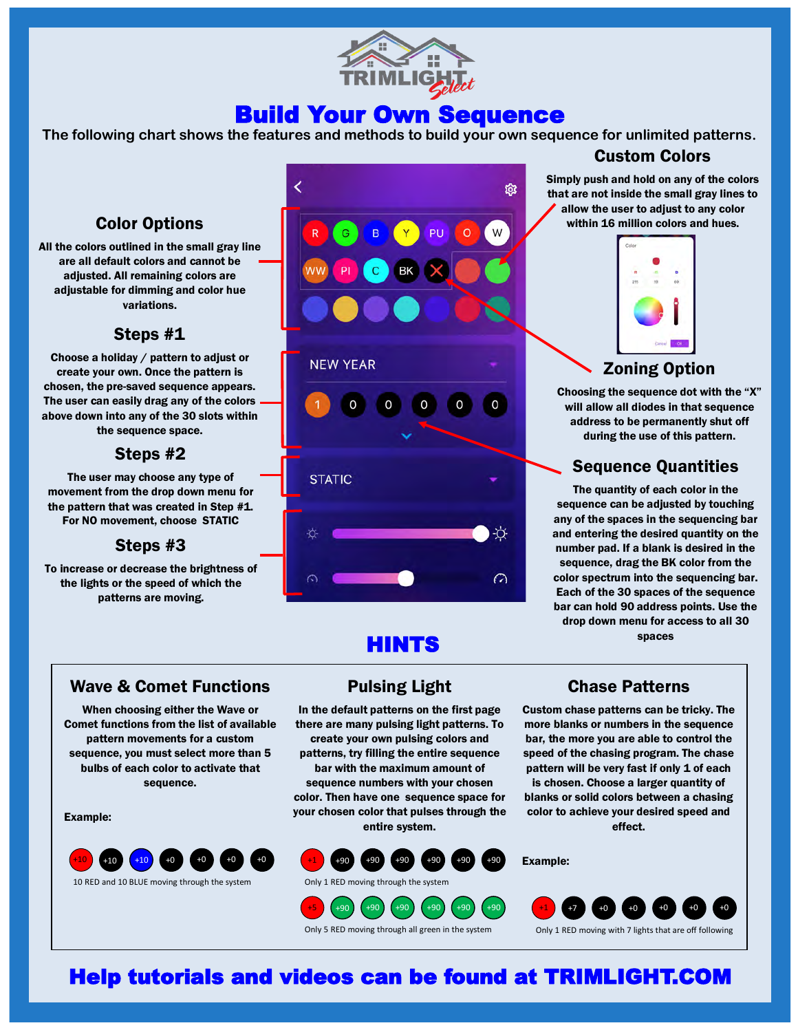# Build Your Own Sequence

The following chart shows the features and methods to build your own sequence for unlimited patterns.

## Color Options

All the colors outlined in the small gray line are all default colors and cannot be adjusted. All remaining colors are adjustable for dimming and color hue variations.

## Steps #1

Choose a holiday / pattern to adjust or create your own. Once the pattern is chosen, the pre-saved sequence appears. The user can easily drag any of the colors above down into any of the 30 slots within the sequence space.

## Steps #2

The user may choose any type of movement from the drop down menu for the pattern that was created in Step #1. For NO movement, choose STATIC

## Steps #3

To increase or decrease the brightness of the lights or the speed of which the patterns are moving.

## Custom Colors

Simply push and hold on any of the colors that are not inside the small gray lines to allow the user to adjust to any color within 16 million colors and hues.

## Zoning Option

Choosing the sequence dot with the "X" will allow all diodes in that sequence address to be permanently shut off during the use of this pattern.

## Sequence Quantities

The quantity of each color in the sequence can be adjusted by touching any of the spaces in the sequencing bar and entering the desired quantity on the number pad. If a blank is desired in the sequence, drag the BK color from the color spectrum into the sequencing bar. Each of the 30 spaces of the sequence bar can hold 90 address points. Use the drop down menu for access to all 30 spaces

# HINTS

## Wave & Comet Functions

When choosing either the Wave or Comet functions from the list of available pattern movements for a custom sequence, you must select more than 5 bulbs of each color to activate that sequence.

**Example:**

+10 +10 +10 +0 +0 +0 +0

10 RED and 10 BLUE moving through the system

## Pulsing Light

In the default patterns on the first page there are many pulsing light patterns. To create your own pulsing colors and patterns, try filling the entire sequence bar with the maximum amount of sequence numbers with your chosen color. Then have one sequence space for your chosen color that pulses through the entire system.

+1 +90 +90 +90 +90 +90 +90

Only 1 RED moving through the system

+5 +90 +90 +90 +90 +90 +90

Only 5 RED moving through all green in the system

## Chase Patterns

Custom chase patterns can be tricky. The more blanks or numbers in the sequence bar, the more you are able to control the speed of the chasing program. The chase pattern will be very fast if only 1 of each is chosen. Choose a larger quantity of blanks or solid colors between a chasing color to achieve your desired speed and effect.

**Example:**

+1 +7 +0 +0 +0 +0 +0

Only 1 RED moving with 7 lights that are off following

**Help tutorials and videos can be found at TRIMLIGHT.COM**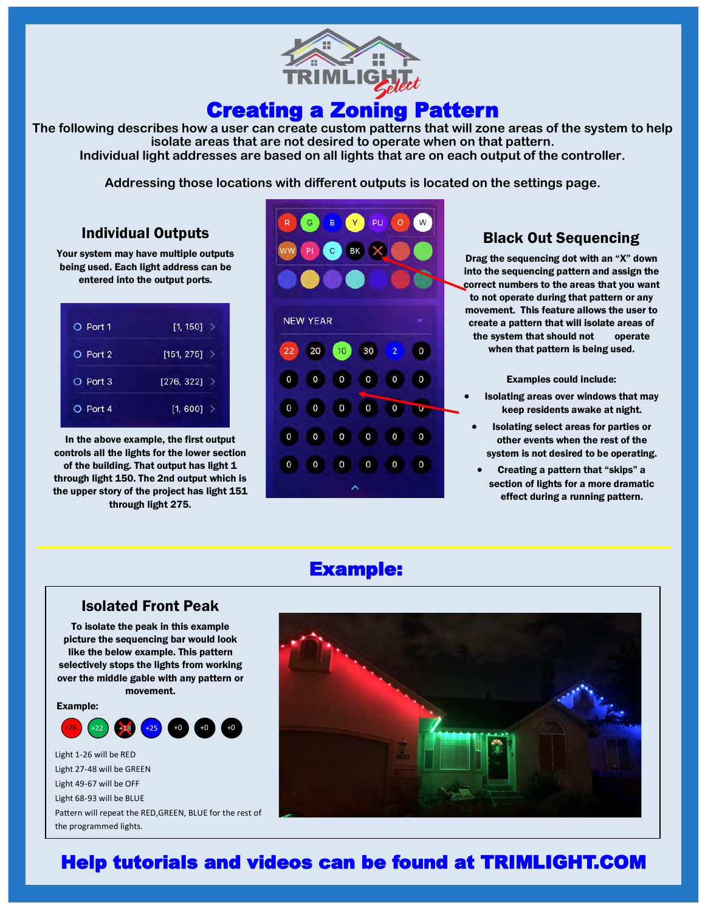# Creating a Zoning Pattern

The following describes how a user can create custom patterns that will zone areas of the system to help isolate areas that are not desired to operate when on that pattern.
Individual light addresses are based on all lights that are on each output of the controller.

Addressing those locations with different outputs is located on the settings page.

## Individual Outputs

Your system may have multiple outputs being used. Each light address can be entered into the output ports.

| Port | Range |
|---|---|
| Port 1 | [1, 150] |
| Port 2 | [151, 275] |
| Port 3 | [276, 322] |
| Port 4 | [1, 600] |

In the above example, the first output controls all the lights for the lower section of the building. That output has light 1 through light 150. The 2nd output which is the upper story of the project has light 151 through light 275.

## Black Out Sequencing

Drag the sequencing dot with an "X" down into the sequencing pattern and assign the correct numbers to the areas that you want to not operate during that pattern or any movement. This feature allows the user to create a pattern that will isolate areas of the system that should not operate when that pattern is being used.

Examples could include:

- Isolating areas over windows that may keep residents awake at night.
- Isolating select areas for parties or other events when the rest of the system is not desired to be operating.
- Creating a pattern that "skips" a section of lights for a more dramatic effect during a running pattern.

# Example:

## Isolated Front Peak

To isolate the peak in this example picture the sequencing bar would look like the below example. This pattern selectively stops the lights from working over the middle gable with any pattern or movement.

**Example:**

+26 +22 +18 (X) +25 +0 +0 +0

Light 1-26 will be RED
Light 27-48 will be GREEN
Light 49-67 will be OFF
Light 68-93 will be BLUE
Pattern will repeat the RED,GREEN, BLUE for the rest of the programmed lights.

# Help tutorials and videos can be found at TRIMLIGHT.COM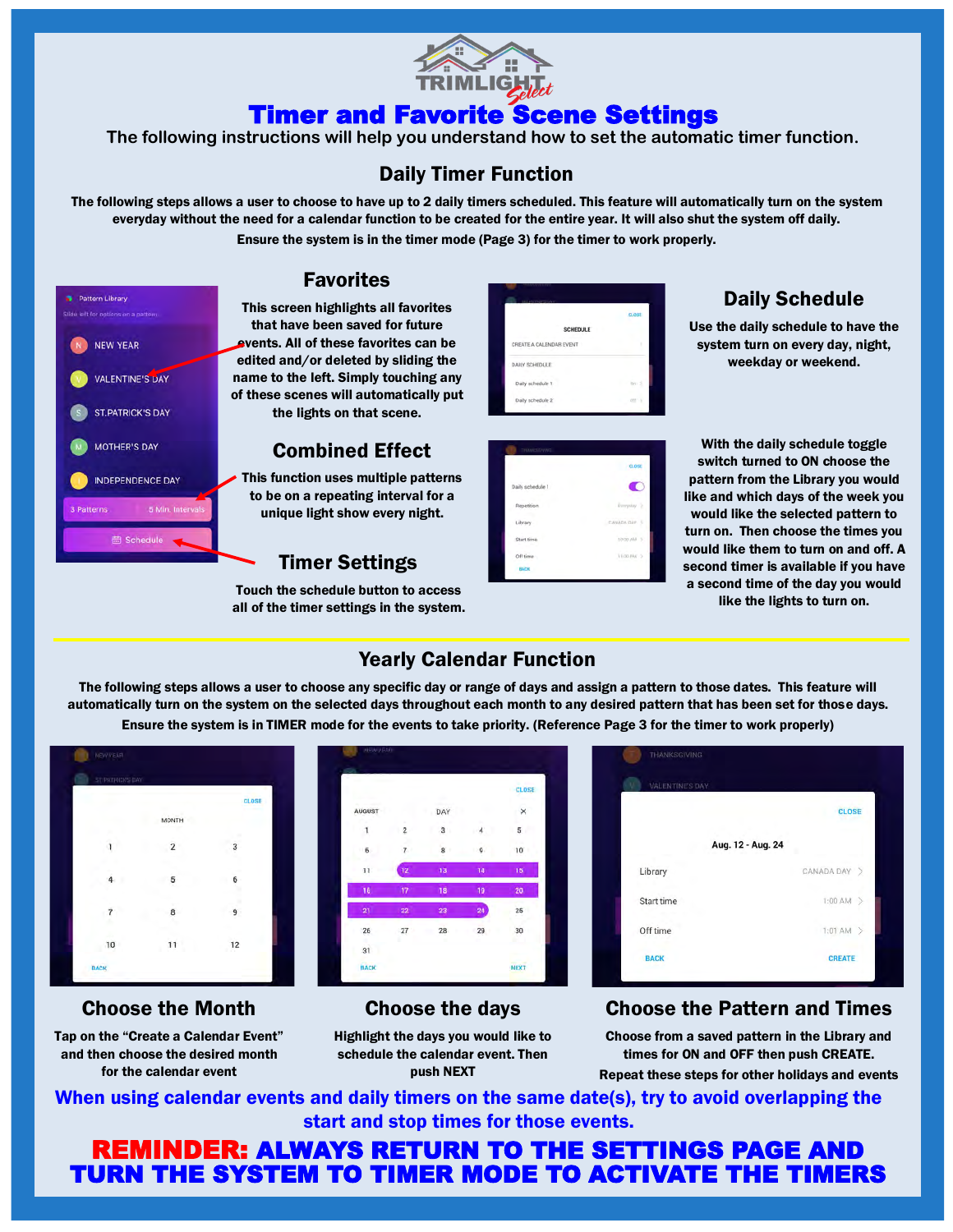# Timer and Favorite Scene Settings

The following instructions will help you understand how to set the automatic timer function.

## Daily Timer Function

**The following steps allows a user to choose to have up to 2 daily timers scheduled. This feature will automatically turn on the system everyday without the need for a calendar function to be created for the entire year. It will also shut the system off daily.**

**Ensure the system is in the timer mode (Page 3) for the timer to work properly.**

### Favorites

**This screen highlights all favorites that have been saved for future events. All of these favorites can be edited and/or deleted by sliding the name to the left. Simply touching any of these scenes will automatically put the lights on that scene.**

### Combined Effect

**This function uses multiple patterns to be on a repeating interval for a unique light show every night.**

### Timer Settings

**Touch the schedule button to access all of the timer settings in the system.**

### Daily Schedule

**Use the daily schedule to have the system turn on every day, night, weekday or weekend.**

**With the daily schedule toggle switch turned to ON choose the pattern from the Library you would like and which days of the week you would like the selected pattern to turn on. Then choose the times you would like them to turn on and off. A second timer is available if you have a second time of the day you would like the lights to turn on.**

## Yearly Calendar Function

**The following steps allows a user to choose any specific day or range of days and assign a pattern to those dates. This feature will automatically turn on the system on the selected days throughout each month to any desired pattern that has been set for those days.**

**Ensure the system is in TIMER mode for the events to take priority. (Reference Page 3 for the timer to work properly)**

### Choose the Month

**Tap on the "Create a Calendar Event" and then choose the desired month for the calendar event**

### Choose the days

**Highlight the days you would like to schedule the calendar event. Then push NEXT**

### Choose the Pattern and Times

**Choose from a saved pattern in the Library and times for ON and OFF then push CREATE.**

**Repeat these steps for other holidays and events**

**When using calendar events and daily timers on the same date(s), try to avoid overlapping the start and stop times for those events.**

**REMINDER: ALWAYS RETURN TO THE SETTINGS PAGE AND TURN THE SYSTEM TO TIMER MODE TO ACTIVATE THE TIMERS**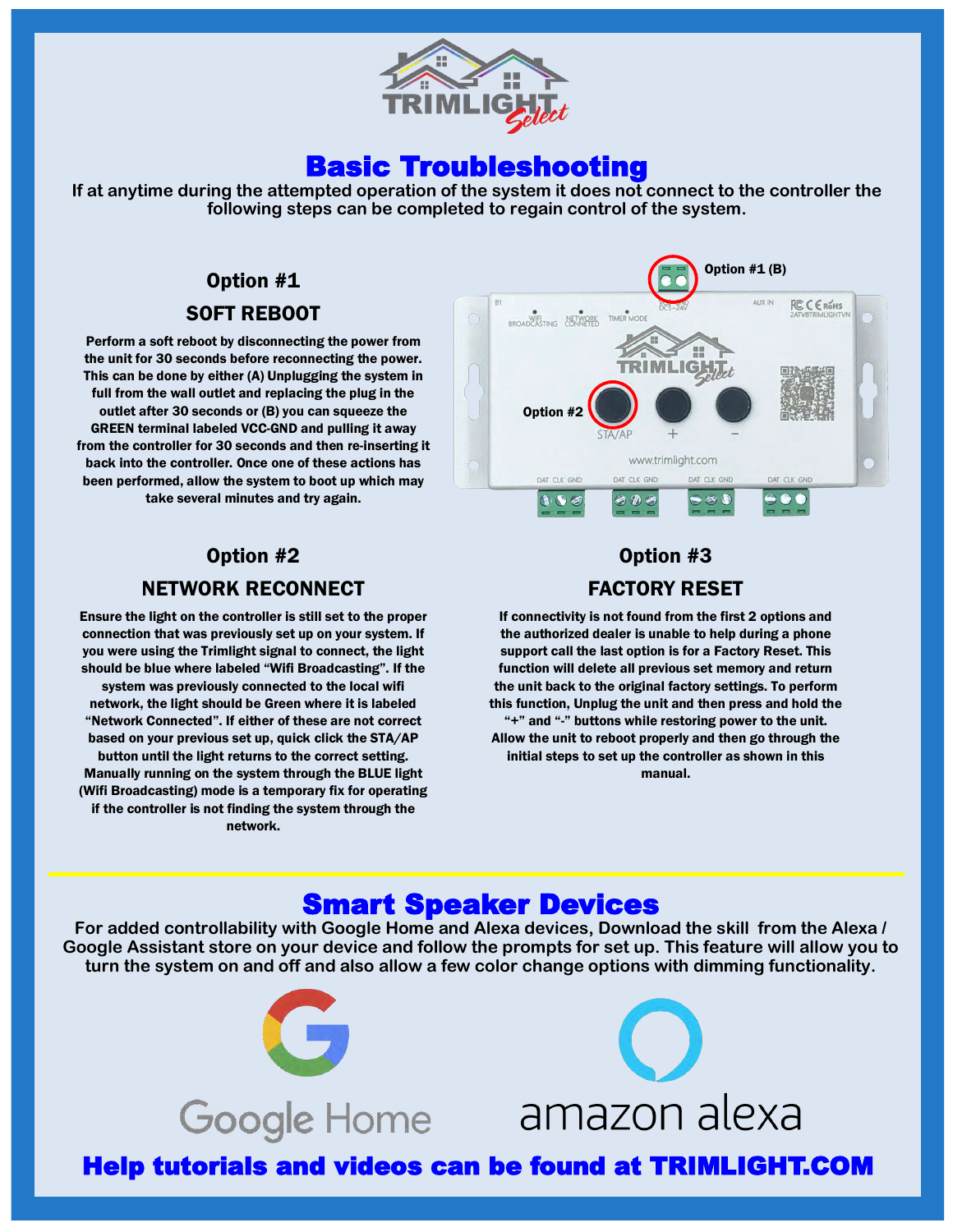# Basic Troubleshooting

**If at anytime during the attempted operation of the system it does not connect to the controller the following steps can be completed to regain control of the system.**

## Option #1

### SOFT REBOOT

**Perform a soft reboot by disconnecting the power from the unit for 30 seconds before reconnecting the power. This can be done by either (A) Unplugging the system in full from the wall outlet and replacing the plug in the outlet after 30 seconds or (B) you can squeeze the GREEN terminal labeled VCC-GND and pulling it away from the controller for 30 seconds and then re-inserting it back into the controller. Once one of these actions has been performed, allow the system to boot up which may take several minutes and try again.**

Option #1 (B)

Option #2

## Option #2

### NETWORK RECONNECT

**Ensure the light on the controller is still set to the proper connection that was previously set up on your system. If you were using the Trimlight signal to connect, the light should be blue where labeled "Wifi Broadcasting". If the system was previously connected to the local wifi network, the light should be Green where it is labeled "Network Connected". If either of these are not correct based on your previous set up, quick click the STA/AP button until the light returns to the correct setting. Manually running on the system through the BLUE light (Wifi Broadcasting) mode is a temporary fix for operating if the controller is not finding the system through the network.**

## Option #3

### FACTORY RESET

**If connectivity is not found from the first 2 options and the authorized dealer is unable to help during a phone support call the last option is for a Factory Reset. This function will delete all previous set memory and return the unit back to the original factory settings. To perform this function, Unplug the unit and then press and hold the "+" and "-" buttons while restoring power to the unit. Allow the unit to reboot properly and then go through the initial steps to set up the controller as shown in this manual.**

# Smart Speaker Devices

**For added controllability with Google Home and Alexa devices, Download the skill from the Alexa / Google Assistant store on your device and follow the prompts for set up. This feature will allow you to turn the system on and off and also allow a few color change options with dimming functionality.**

Google Home

amazon alexa

**Help tutorials and videos can be found at TRIMLIGHT.COM**